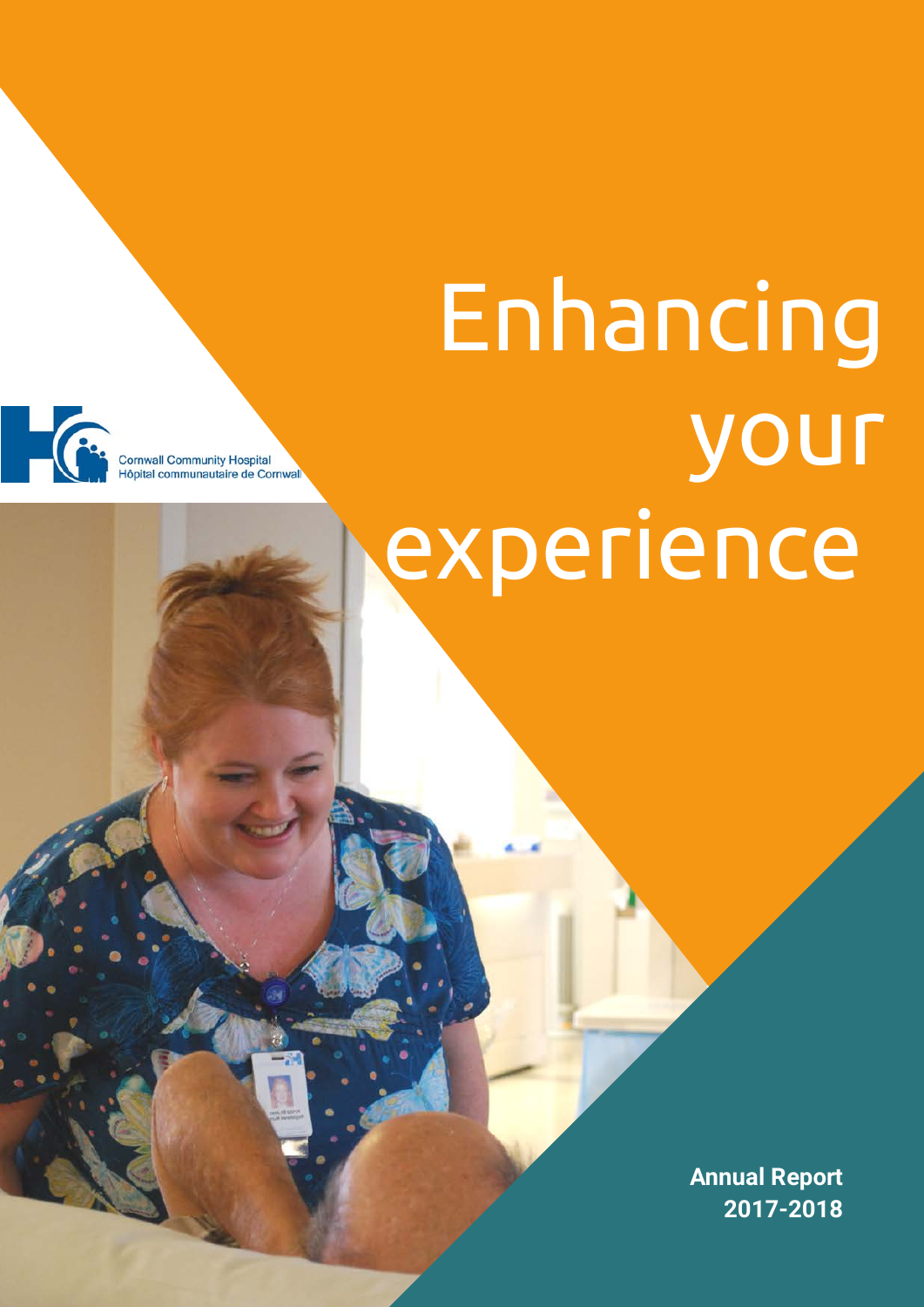Cornwall Community Hospital
Hôpital communautaire de Cornwall

# Enhancing your experience

**Annual Report 2017-2018**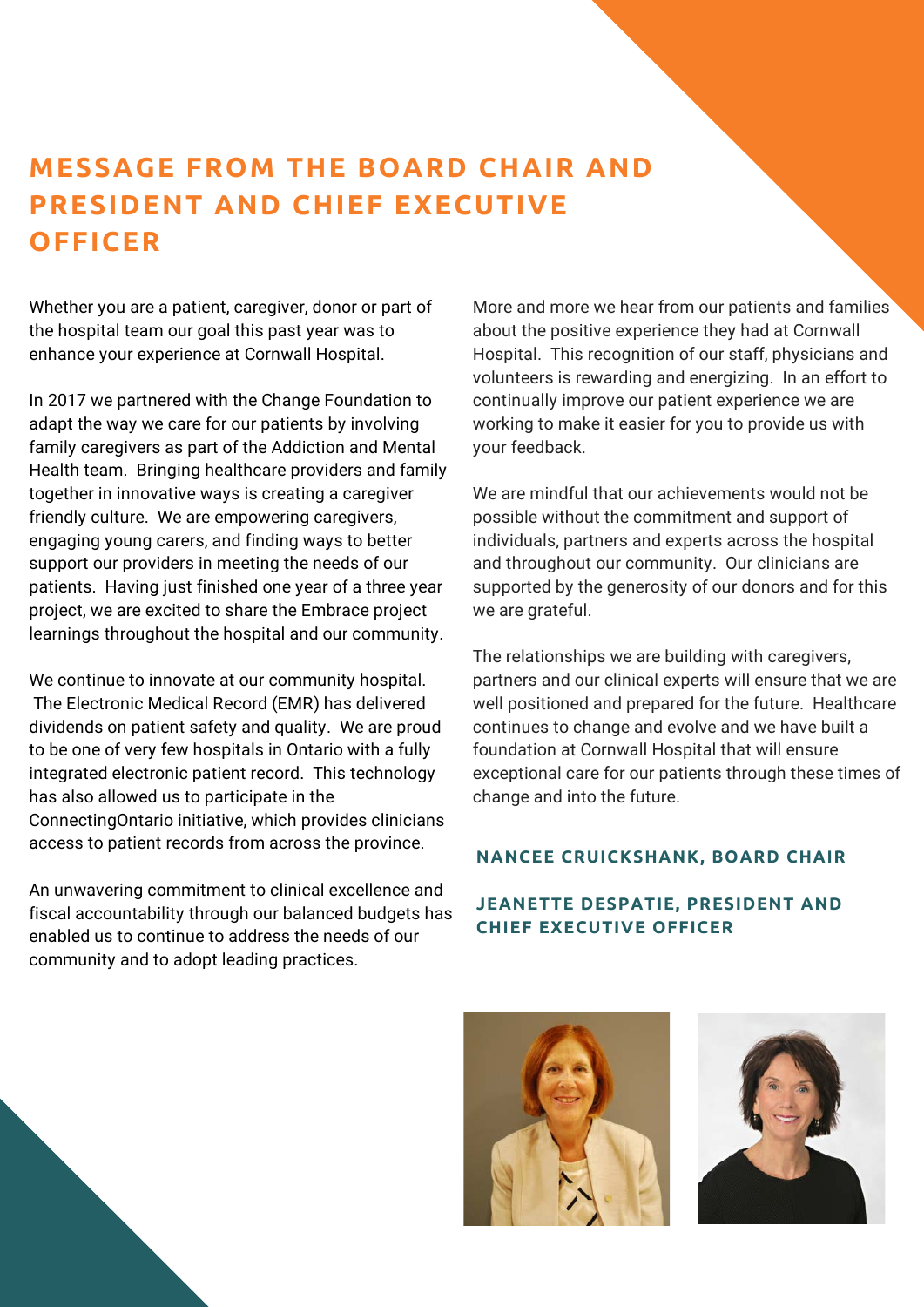# MESSAGE FROM THE BOARD CHAIR AND PRESIDENT AND CHIEF EXECUTIVE OFFICER

Whether you are a patient, caregiver, donor or part of the hospital team our goal this past year was to enhance your experience at Cornwall Hospital.

In 2017 we partnered with the Change Foundation to adapt the way we care for our patients by involving family caregivers as part of the Addiction and Mental Health team. Bringing healthcare providers and family together in innovative ways is creating a caregiver friendly culture. We are empowering caregivers, engaging young carers, and finding ways to better support our providers in meeting the needs of our patients. Having just finished one year of a three year project, we are excited to share the Embrace project learnings throughout the hospital and our community.

We continue to innovate at our community hospital. The Electronic Medical Record (EMR) has delivered dividends on patient safety and quality. We are proud to be one of very few hospitals in Ontario with a fully integrated electronic patient record. This technology has also allowed us to participate in the ConnectingOntario initiative, which provides clinicians access to patient records from across the province.

An unwavering commitment to clinical excellence and fiscal accountability through our balanced budgets has enabled us to continue to address the needs of our community and to adopt leading practices.

More and more we hear from our patients and families about the positive experience they had at Cornwall Hospital. This recognition of our staff, physicians and volunteers is rewarding and energizing. In an effort to continually improve our patient experience we are working to make it easier for you to provide us with your feedback.

We are mindful that our achievements would not be possible without the commitment and support of individuals, partners and experts across the hospital and throughout our community. Our clinicians are supported by the generosity of our donors and for this we are grateful.

The relationships we are building with caregivers, partners and our clinical experts will ensure that we are well positioned and prepared for the future. Healthcare continues to change and evolve and we have built a foundation at Cornwall Hospital that will ensure exceptional care for our patients through these times of change and into the future.

**NANCEE CRUICKSHANK, BOARD CHAIR**

**JEANETTE DESPATIE, PRESIDENT AND CHIEF EXECUTIVE OFFICER**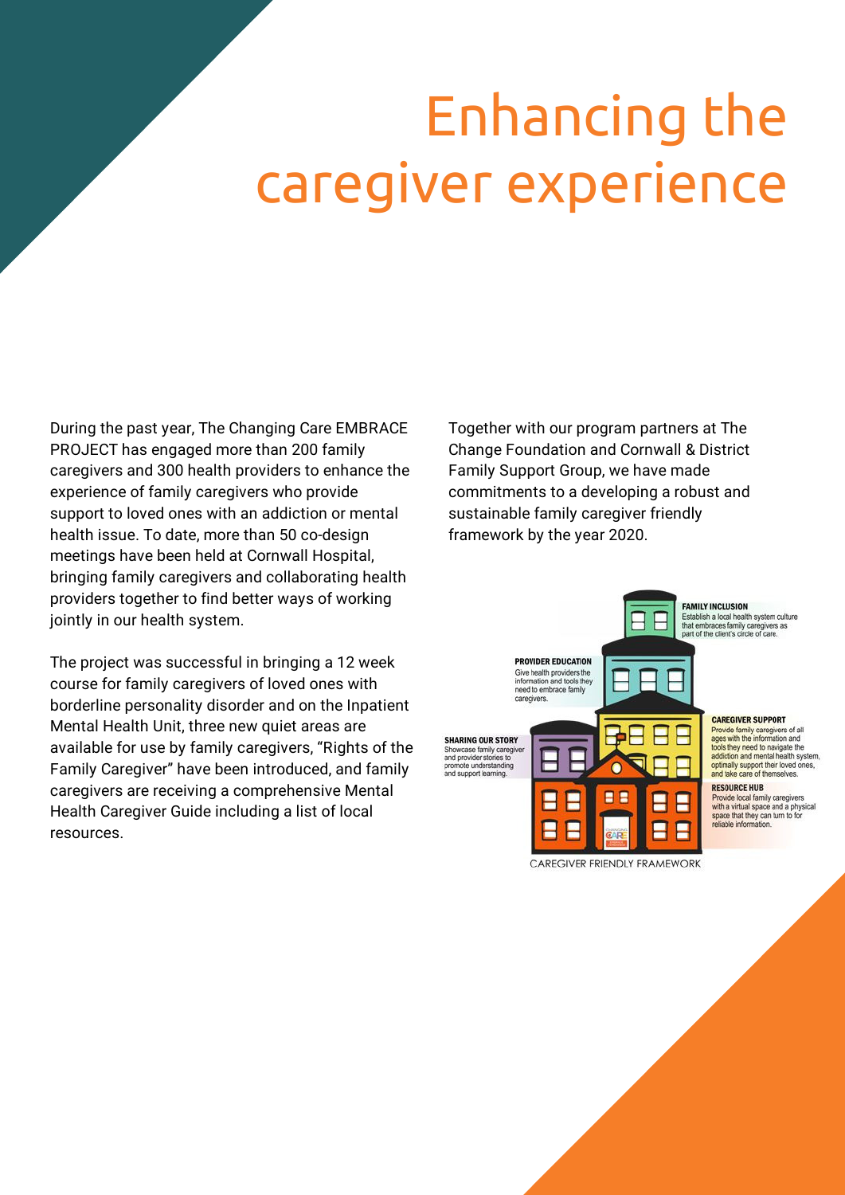# Enhancing the caregiver experience

During the past year, The Changing Care EMBRACE PROJECT has engaged more than 200 family caregivers and 300 health providers to enhance the experience of family caregivers who provide support to loved ones with an addiction or mental health issue. To date, more than 50 co-design meetings have been held at Cornwall Hospital, bringing family caregivers and collaborating health providers together to find better ways of working jointly in our health system.

The project was successful in bringing a 12 week course for family caregivers of loved ones with borderline personality disorder and on the Inpatient Mental Health Unit, three new quiet areas are available for use by family caregivers, "Rights of the Family Caregiver" have been introduced, and family caregivers are receiving a comprehensive Mental Health Caregiver Guide including a list of local resources.

Together with our program partners at The Change Foundation and Cornwall & District Family Support Group, we have made commitments to a developing a robust and sustainable family caregiver friendly framework by the year 2020.

**FAMILY INCLUSION**
Establish a local health system culture that embraces family caregivers as part of the client's circle of care.

**PROVIDER EDUCATION**
Give health providers the information and tools they need to embrace family caregivers.

**CAREGIVER SUPPORT**
Provide family caregivers of all ages with the information and tools they need to navigate the addiction and mental health system, optimally support their loved ones, and take care of themselves.

**SHARING OUR STORY**
Showcase family caregiver and provider stories to promote understanding and support learning.

**RESOURCE HUB**
Provide local family caregivers with a virtual space and a physical space that they can turn to for reliable information.

CAREGIVER FRIENDLY FRAMEWORK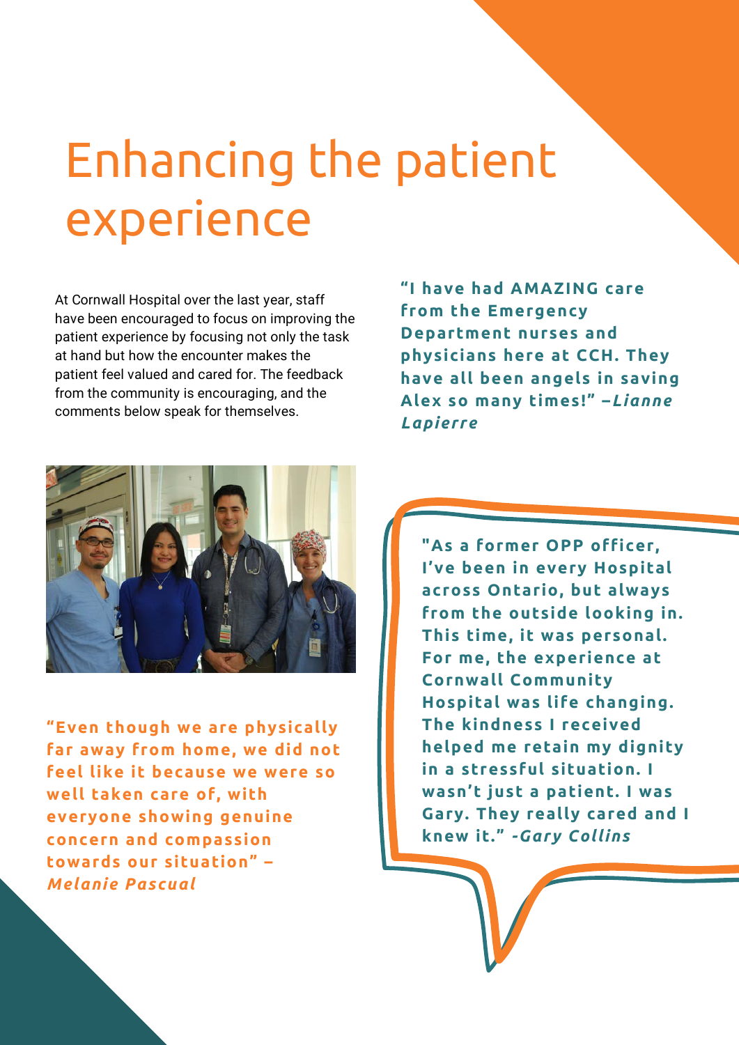# Enhancing the patient experience

At Cornwall Hospital over the last year, staff have been encouraged to focus on improving the patient experience by focusing not only the task at hand but how the encounter makes the patient feel valued and cared for. The feedback from the community is encouraging, and the comments below speak for themselves.

**"I have had AMAZING care from the Emergency Department nurses and physicians here at CCH. They have all been angels in saving Alex so many times!" –*Lianne Lapierre***

**"Even though we are physically far away from home, we did not feel like it because we were so well taken care of, with everyone showing genuine concern and compassion towards our situation" – *Melanie Pascual***

**"As a former OPP officer, I've been in every Hospital across Ontario, but always from the outside looking in. This time, it was personal. For me, the experience at Cornwall Community Hospital was life changing. The kindness I received helped me retain my dignity in a stressful situation. I wasn't just a patient. I was Gary. They really cared and I knew it." *-Gary Collins***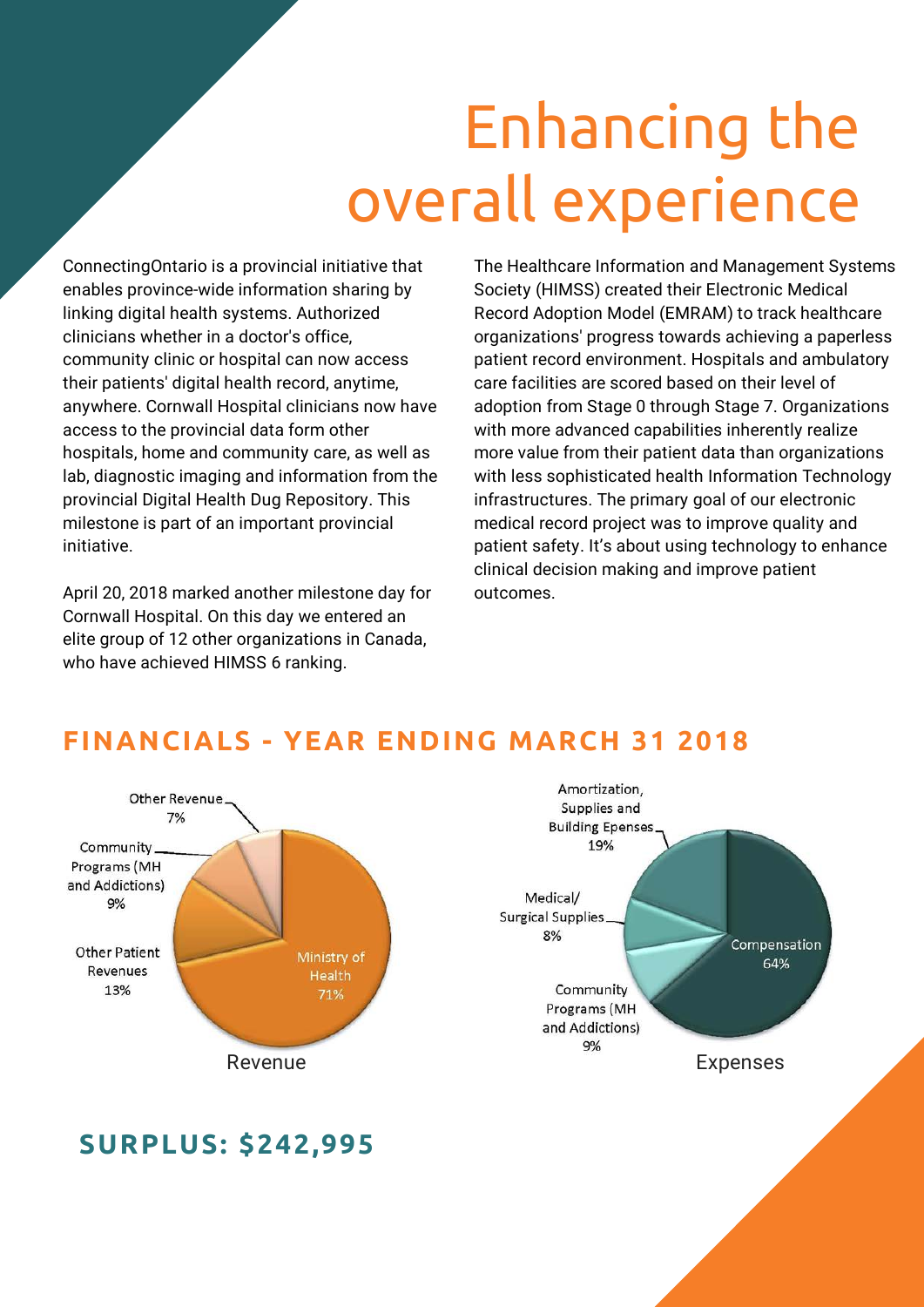# Enhancing the overall experience

ConnectingOntario is a provincial initiative that enables province-wide information sharing by linking digital health systems. Authorized clinicians whether in a doctor's office, community clinic or hospital can now access their patients' digital health record, anytime, anywhere. Cornwall Hospital clinicians now have access to the provincial data form other hospitals, home and community care, as well as lab, diagnostic imaging and information from the provincial Digital Health Dug Repository. This milestone is part of an important provincial initiative.

April 20, 2018 marked another milestone day for Cornwall Hospital. On this day we entered an elite group of 12 other organizations in Canada, who have achieved HIMSS 6 ranking.

The Healthcare Information and Management Systems Society (HIMSS) created their Electronic Medical Record Adoption Model (EMRAM) to track healthcare organizations' progress towards achieving a paperless patient record environment. Hospitals and ambulatory care facilities are scored based on their level of adoption from Stage 0 through Stage 7. Organizations with more advanced capabilities inherently realize more value from their patient data than organizations with less sophisticated health Information Technology infrastructures. The primary goal of our electronic medical record project was to improve quality and patient safety. It's about using technology to enhance clinical decision making and improve patient outcomes.

## FINANCIALS - YEAR ENDING MARCH 31 2018

**Revenue**

| Category | % |
|---|---|
| Ministry of Health | 71% |
| Other Patient Revenues | 13% |
| Community Programs (MH and Addictions) | 9% |
| Other Revenue | 7% |

**Expenses**

| Category | % |
|---|---|
| Compensation | 64% |
| Amortization, Supplies and Building Epenses | 19% |
| Community Programs (MH and Addictions) | 9% |
| Medical/ Surgical Supplies | 8% |

## SURPLUS: $242,995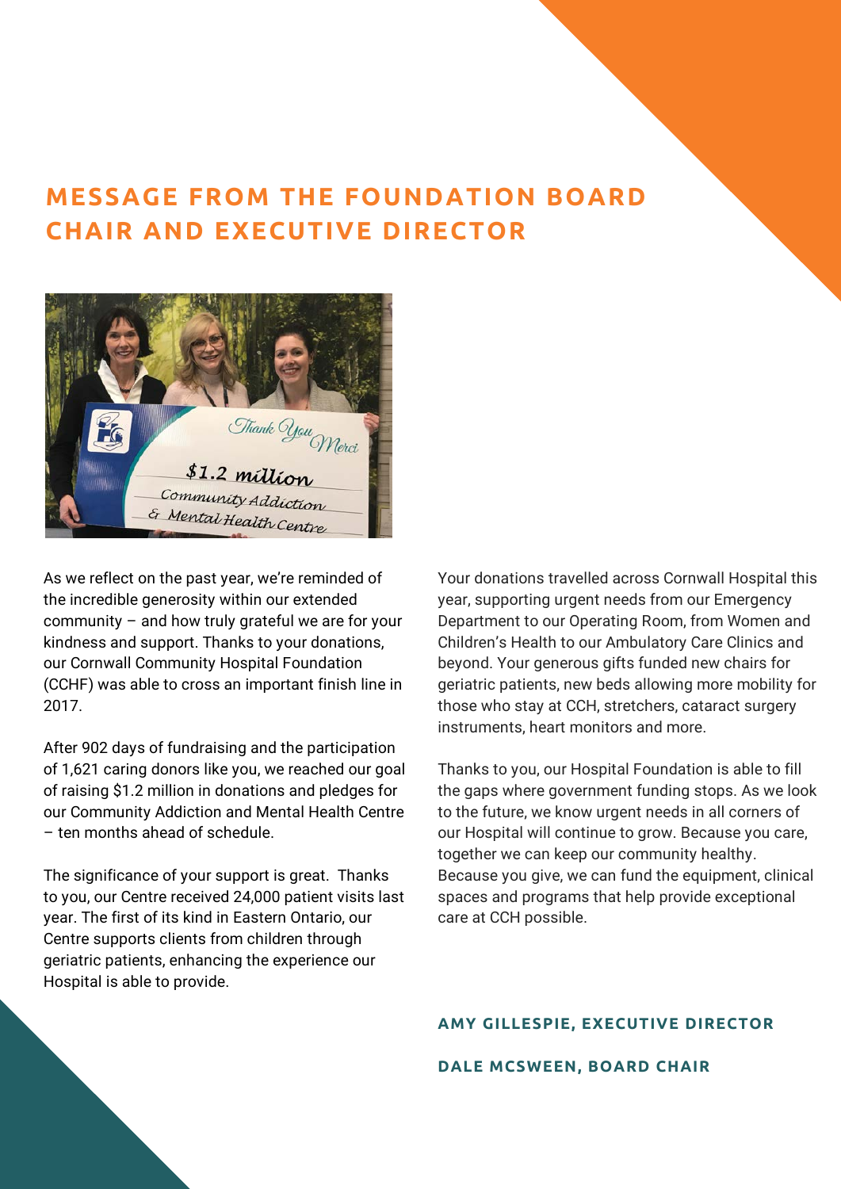# MESSAGE FROM THE FOUNDATION BOARD CHAIR AND EXECUTIVE DIRECTOR

As we reflect on the past year, we're reminded of the incredible generosity within our extended community – and how truly grateful we are for your kindness and support. Thanks to your donations, our Cornwall Community Hospital Foundation (CCHF) was able to cross an important finish line in 2017.

After 902 days of fundraising and the participation of 1,621 caring donors like you, we reached our goal of raising $1.2 million in donations and pledges for our Community Addiction and Mental Health Centre – ten months ahead of schedule.

The significance of your support is great. Thanks to you, our Centre received 24,000 patient visits last year. The first of its kind in Eastern Ontario, our Centre supports clients from children through geriatric patients, enhancing the experience our Hospital is able to provide.

Your donations travelled across Cornwall Hospital this year, supporting urgent needs from our Emergency Department to our Operating Room, from Women and Children's Health to our Ambulatory Care Clinics and beyond. Your generous gifts funded new chairs for geriatric patients, new beds allowing more mobility for those who stay at CCH, stretchers, cataract surgery instruments, heart monitors and more.

Thanks to you, our Hospital Foundation is able to fill the gaps where government funding stops. As we look to the future, we know urgent needs in all corners of our Hospital will continue to grow. Because you care, together we can keep our community healthy. Because you give, we can fund the equipment, clinical spaces and programs that help provide exceptional care at CCH possible.

**AMY GILLESPIE, EXECUTIVE DIRECTOR**

**DALE MCSWEEN, BOARD CHAIR**